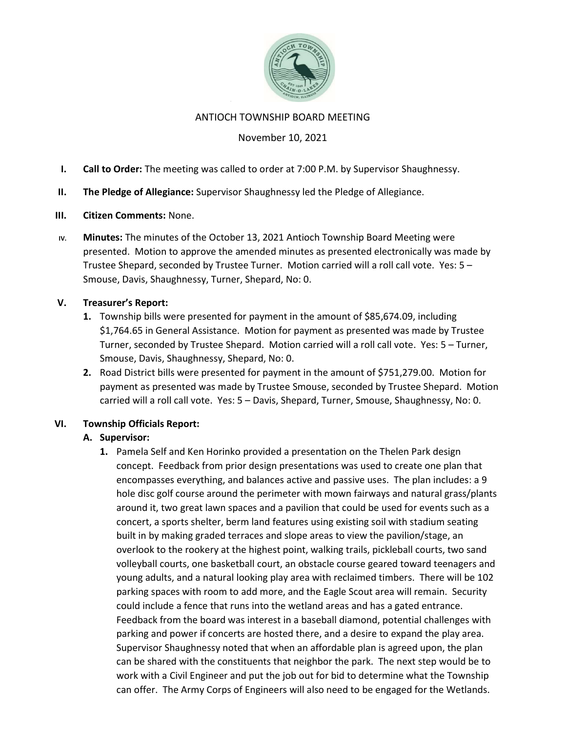ANTIOCH TOWNSHIP BOARD MEETING

November 10, 2021

I. **Call to Order:** The meeting was called to order at 7:00 P.M. by Supervisor Shaughnessy.

II. **The Pledge of Allegiance:** Supervisor Shaughnessy led the Pledge of Allegiance.

III. **Citizen Comments:** None.

IV. **Minutes:** The minutes of the October 13, 2021 Antioch Township Board Meeting were presented. Motion to approve the amended minutes as presented electronically was made by Trustee Shepard, seconded by Trustee Turner. Motion carried will a roll call vote. Yes: 5 – Smouse, Davis, Shaughnessy, Turner, Shepard, No: 0.

V. **Treasurer's Report:**

1. Township bills were presented for payment in the amount of $85,674.09, including $1,764.65 in General Assistance. Motion for payment as presented was made by Trustee Turner, seconded by Trustee Shepard. Motion carried will a roll call vote. Yes: 5 – Turner, Smouse, Davis, Shaughnessy, Shepard, No: 0.
2. Road District bills were presented for payment in the amount of $751,279.00. Motion for payment as presented was made by Trustee Smouse, seconded by Trustee Shepard. Motion carried will a roll call vote. Yes: 5 – Davis, Shepard, Turner, Smouse, Shaughnessy, No: 0.

VI. **Township Officials Report:**

A. **Supervisor:**

1. Pamela Self and Ken Horinko provided a presentation on the Thelen Park design concept. Feedback from prior design presentations was used to create one plan that encompasses everything, and balances active and passive uses. The plan includes: a 9 hole disc golf course around the perimeter with mown fairways and natural grass/plants around it, two great lawn spaces and a pavilion that could be used for events such as a concert, a sports shelter, berm land features using existing soil with stadium seating built in by making graded terraces and slope areas to view the pavilion/stage, an overlook to the rookery at the highest point, walking trails, pickleball courts, two sand volleyball courts, one basketball court, an obstacle course geared toward teenagers and young adults, and a natural looking play area with reclaimed timbers. There will be 102 parking spaces with room to add more, and the Eagle Scout area will remain. Security could include a fence that runs into the wetland areas and has a gated entrance. Feedback from the board was interest in a baseball diamond, potential challenges with parking and power if concerts are hosted there, and a desire to expand the play area. Supervisor Shaughnessy noted that when an affordable plan is agreed upon, the plan can be shared with the constituents that neighbor the park. The next step would be to work with a Civil Engineer and put the job out for bid to determine what the Township can offer. The Army Corps of Engineers will also need to be engaged for the Wetlands.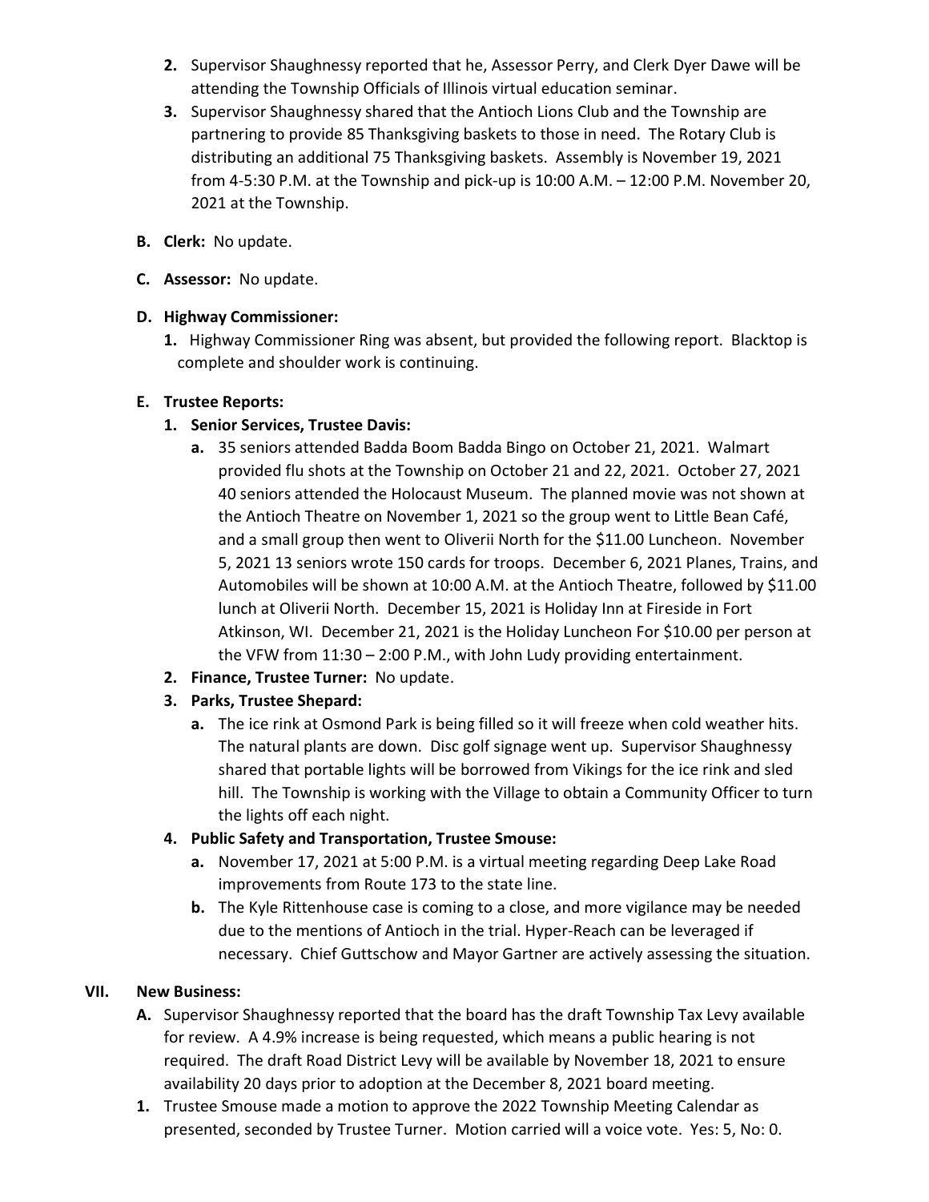2. Supervisor Shaughnessy reported that he, Assessor Perry, and Clerk Dyer Dawe will be attending the Township Officials of Illinois virtual education seminar.
3. Supervisor Shaughnessy shared that the Antioch Lions Club and the Township are partnering to provide 85 Thanksgiving baskets to those in need. The Rotary Club is distributing an additional 75 Thanksgiving baskets. Assembly is November 19, 2021 from 4-5:30 P.M. at the Township and pick-up is 10:00 A.M. – 12:00 P.M. November 20, 2021 at the Township.

**B. Clerk:** No update.

**C. Assessor:** No update.

**D. Highway Commissioner:**

1. Highway Commissioner Ring was absent, but provided the following report. Blacktop is complete and shoulder work is continuing.

**E. Trustee Reports:**

1. **Senior Services, Trustee Davis:**
   a. 35 seniors attended Badda Boom Badda Bingo on October 21, 2021. Walmart provided flu shots at the Township on October 21 and 22, 2021. October 27, 2021 40 seniors attended the Holocaust Museum. The planned movie was not shown at the Antioch Theatre on November 1, 2021 so the group went to Little Bean Café, and a small group then went to Oliverii North for the $11.00 Luncheon. November 5, 2021 13 seniors wrote 150 cards for troops. December 6, 2021 Planes, Trains, and Automobiles will be shown at 10:00 A.M. at the Antioch Theatre, followed by $11.00 lunch at Oliverii North. December 15, 2021 is Holiday Inn at Fireside in Fort Atkinson, WI. December 21, 2021 is the Holiday Luncheon For $10.00 per person at the VFW from 11:30 – 2:00 P.M., with John Ludy providing entertainment.
2. **Finance, Trustee Turner:** No update.
3. **Parks, Trustee Shepard:**
   a. The ice rink at Osmond Park is being filled so it will freeze when cold weather hits. The natural plants are down. Disc golf signage went up. Supervisor Shaughnessy shared that portable lights will be borrowed from Vikings for the ice rink and sled hill. The Township is working with the Village to obtain a Community Officer to turn the lights off each night.
4. **Public Safety and Transportation, Trustee Smouse:**
   a. November 17, 2021 at 5:00 P.M. is a virtual meeting regarding Deep Lake Road improvements from Route 173 to the state line.
   b. The Kyle Rittenhouse case is coming to a close, and more vigilance may be needed due to the mentions of Antioch in the trial. Hyper-Reach can be leveraged if necessary. Chief Guttschow and Mayor Gartner are actively assessing the situation.

## VII. New Business:

**A.** Supervisor Shaughnessy reported that the board has the draft Township Tax Levy available for review. A 4.9% increase is being requested, which means a public hearing is not required. The draft Road District Levy will be available by November 18, 2021 to ensure availability 20 days prior to adoption at the December 8, 2021 board meeting.

**1.** Trustee Smouse made a motion to approve the 2022 Township Meeting Calendar as presented, seconded by Trustee Turner. Motion carried will a voice vote. Yes: 5, No: 0.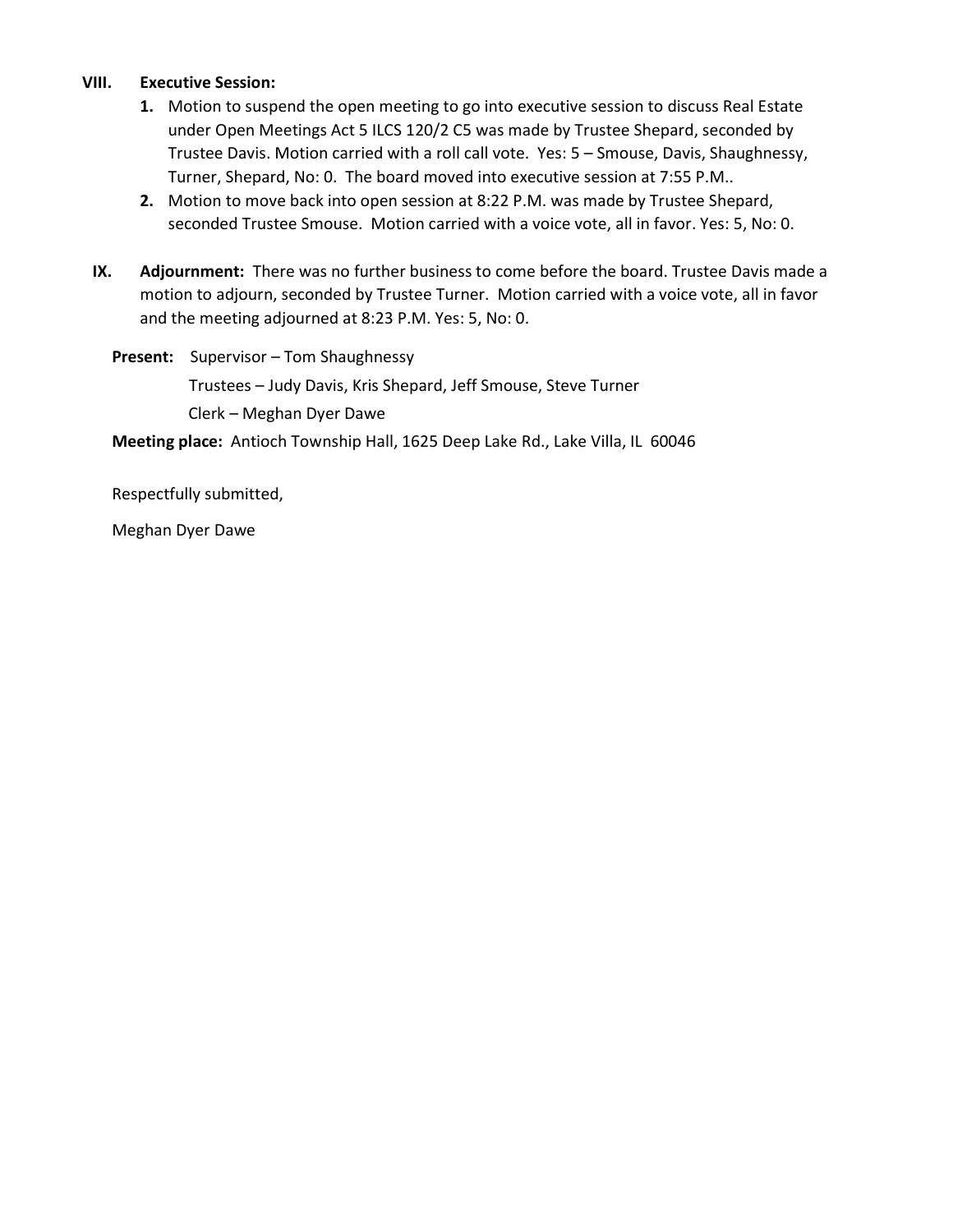**VIII. Executive Session:**

1. Motion to suspend the open meeting to go into executive session to discuss Real Estate under Open Meetings Act 5 ILCS 120/2 C5 was made by Trustee Shepard, seconded by Trustee Davis. Motion carried with a roll call vote. Yes: 5 – Smouse, Davis, Shaughnessy, Turner, Shepard, No: 0. The board moved into executive session at 7:55 P.M..
2. Motion to move back into open session at 8:22 P.M. was made by Trustee Shepard, seconded Trustee Smouse. Motion carried with a voice vote, all in favor. Yes: 5, No: 0.

**IX. Adjournment:** There was no further business to come before the board. Trustee Davis made a motion to adjourn, seconded by Trustee Turner. Motion carried with a voice vote, all in favor and the meeting adjourned at 8:23 P.M. Yes: 5, No: 0.

**Present:** Supervisor – Tom Shaughnessy

Trustees – Judy Davis, Kris Shepard, Jeff Smouse, Steve Turner

Clerk – Meghan Dyer Dawe

**Meeting place:** Antioch Township Hall, 1625 Deep Lake Rd., Lake Villa, IL 60046

Respectfully submitted,

Meghan Dyer Dawe